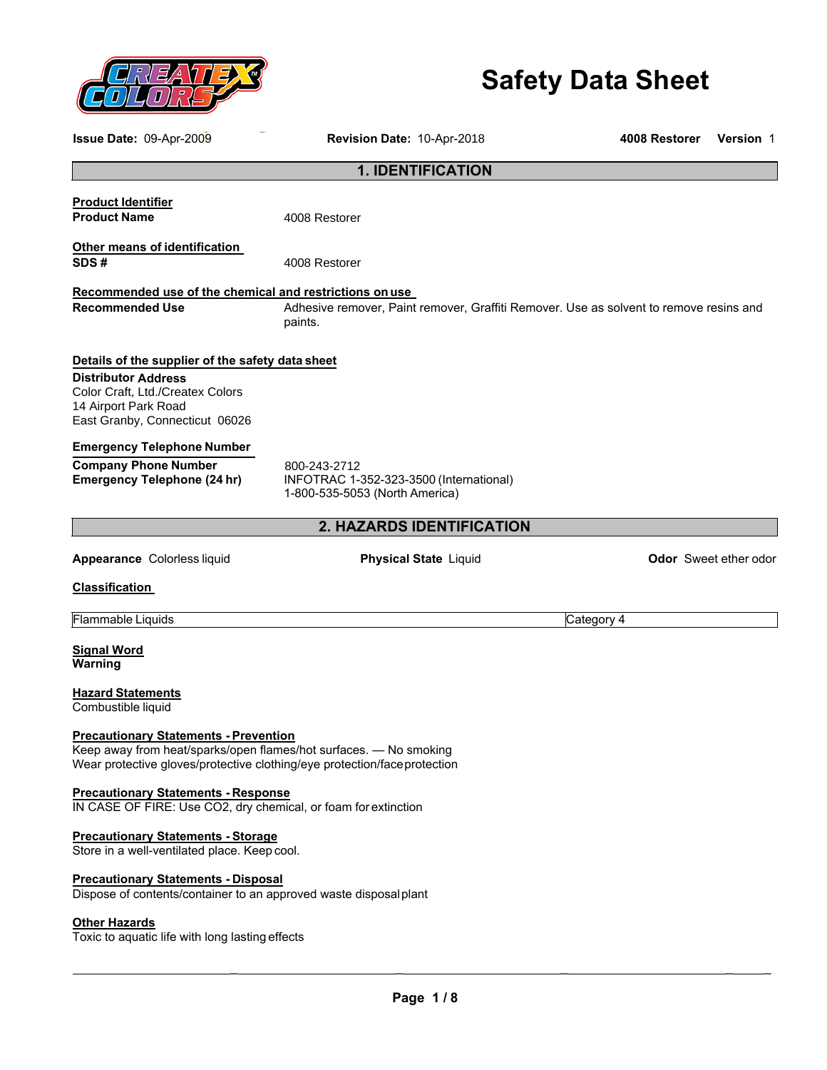# Safety Data Sheet

**Issue Date:** 09-Apr-2009 **Revision Date:** 10-Apr-2018 **4008 Restorer** **Version** 1

## 1. IDENTIFICATION

**Product Identifier**

**Product Name** 4008 Restorer

**Other means of identification**

**SDS #** 4008 Restorer

**Recommended use of the chemical and restrictions on use**

**Recommended Use** Adhesive remover, Paint remover, Graffiti Remover. Use as solvent to remove resins and paints.

**Details of the supplier of the safety data sheet**

**Distributor Address**
Color Craft, Ltd./Createx Colors
14 Airport Park Road
East Granby, Connecticut 06026

**Emergency Telephone Number**

**Company Phone Number** 800-243-2712
**Emergency Telephone (24 hr)** INFOTRAC 1-352-323-3500 (International)
1-800-535-5053 (North America)

## 2. HAZARDS IDENTIFICATION

**Appearance** Colorless liquid **Physical State** Liquid **Odor** Sweet ether odor

**Classification**

| Flammable Liquids | Category 4 |
|---|---|

**Signal Word**
**Warning**

**Hazard Statements**
Combustible liquid

**Precautionary Statements - Prevention**
Keep away from heat/sparks/open flames/hot surfaces. — No smoking
Wear protective gloves/protective clothing/eye protection/face protection

**Precautionary Statements - Response**
IN CASE OF FIRE: Use CO2, dry chemical, or foam for extinction

**Precautionary Statements - Storage**
Store in a well-ventilated place. Keep cool.

**Precautionary Statements - Disposal**
Dispose of contents/container to an approved waste disposal plant

**Other Hazards**
Toxic to aquatic life with long lasting effects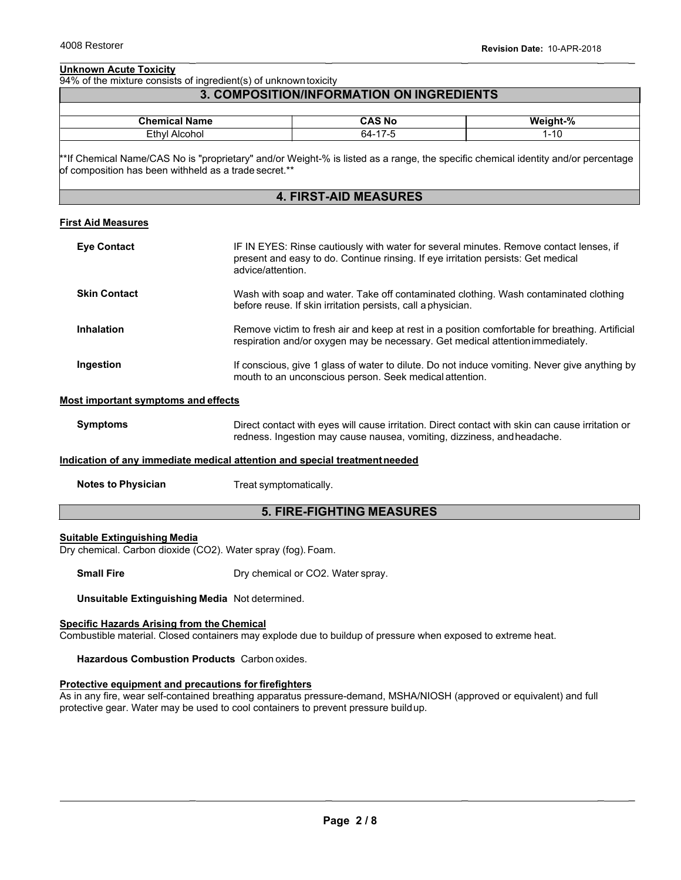**Unknown Acute Toxicity**

94% of the mixture consists of ingredient(s) of unknown toxicity

## 3. COMPOSITION/INFORMATION ON INGREDIENTS

| Chemical Name | CAS No | Weight-% |
|---|---|---|
| Ethyl Alcohol | 64-17-5 | 1-10 |

**If Chemical Name/CAS No is "proprietary" and/or Weight-% is listed as a range, the specific chemical identity and/or percentage of composition has been withheld as a trade secret.**

## 4. FIRST-AID MEASURES

**First Aid Measures**

**Eye Contact**: IF IN EYES: Rinse cautiously with water for several minutes. Remove contact lenses, if present and easy to do. Continue rinsing. If eye irritation persists: Get medical advice/attention.

**Skin Contact**: Wash with soap and water. Take off contaminated clothing. Wash contaminated clothing before reuse. If skin irritation persists, call a physician.

**Inhalation**: Remove victim to fresh air and keep at rest in a position comfortable for breathing. Artificial respiration and/or oxygen may be necessary. Get medical attention immediately.

**Ingestion**: If conscious, give 1 glass of water to dilute. Do not induce vomiting. Never give anything by mouth to an unconscious person. Seek medical attention.

**Most important symptoms and effects**

**Symptoms**: Direct contact with eyes will cause irritation. Direct contact with skin can cause irritation or redness. Ingestion may cause nausea, vomiting, dizziness, and headache.

**Indication of any immediate medical attention and special treatment needed**

**Notes to Physician**: Treat symptomatically.

## 5. FIRE-FIGHTING MEASURES

**Suitable Extinguishing Media**

Dry chemical. Carbon dioxide ($CO_2$). Water spray (fog). Foam.

**Small Fire**: Dry chemical or $CO_2$. Water spray.

**Unsuitable Extinguishing Media**: Not determined.

**Specific Hazards Arising from the Chemical**

Combustible material. Closed containers may explode due to buildup of pressure when exposed to extreme heat.

**Hazardous Combustion Products**: Carbon oxides.

**Protective equipment and precautions for firefighters**

As in any fire, wear self-contained breathing apparatus pressure-demand, MSHA/NIOSH (approved or equivalent) and full protective gear. Water may be used to cool containers to prevent pressure buildup.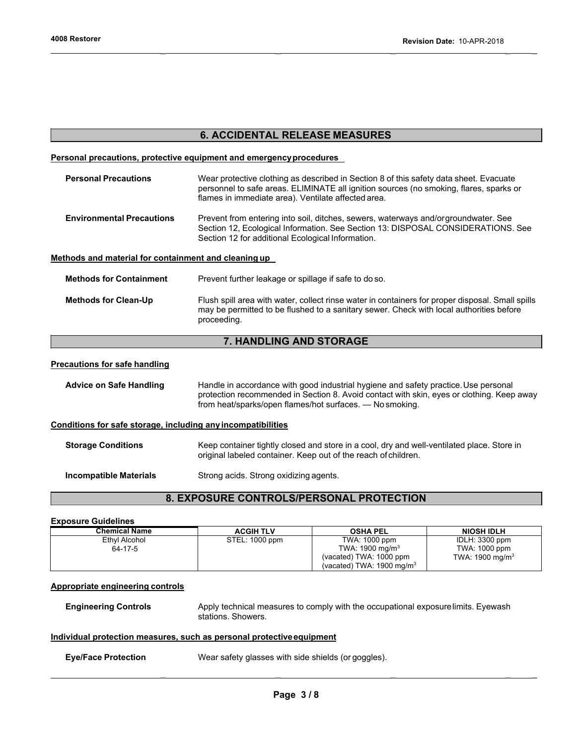## 6. ACCIDENTAL RELEASE MEASURES

### Personal precautions, protective equipment and emergency procedures

**Personal Precautions** Wear protective clothing as described in Section 8 of this safety data sheet. Evacuate personnel to safe areas. ELIMINATE all ignition sources (no smoking, flares, sparks or flames in immediate area). Ventilate affected area.

**Environmental Precautions** Prevent from entering into soil, ditches, sewers, waterways and/or groundwater. See Section 12, Ecological Information. See Section 13: DISPOSAL CONSIDERATIONS. See Section 12 for additional Ecological Information.

### Methods and material for containment and cleaning up

**Methods for Containment** Prevent further leakage or spillage if safe to do so.

**Methods for Clean-Up** Flush spill area with water, collect rinse water in containers for proper disposal. Small spills may be permitted to be flushed to a sanitary sewer. Check with local authorities before proceeding.

## 7. HANDLING AND STORAGE

### Precautions for safe handling

**Advice on Safe Handling** Handle in accordance with good industrial hygiene and safety practice. Use personal protection recommended in Section 8. Avoid contact with skin, eyes or clothing. Keep away from heat/sparks/open flames/hot surfaces. — No smoking.

### Conditions for safe storage, including any incompatibilities

**Storage Conditions** Keep container tightly closed and store in a cool, dry and well-ventilated place. Store in original labeled container. Keep out of the reach of children.

**Incompatible Materials** Strong acids. Strong oxidizing agents.

## 8. EXPOSURE CONTROLS/PERSONAL PROTECTION

### Exposure Guidelines

| Chemical Name | ACGIH TLV | OSHA PEL | NIOSH IDLH |
|---|---|---|---|
| Ethyl Alcohol 64-17-5 | STEL: 1000 ppm | TWA: 1000 ppm<br>TWA: 1900 mg/m$^3$<br>(vacated) TWA: 1000 ppm<br>(vacated) TWA: 1900 mg/m$^3$ | IDLH: 3300 ppm<br>TWA: 1000 ppm<br>TWA: 1900 mg/m$^3$ |

### Appropriate engineering controls

**Engineering Controls** Apply technical measures to comply with the occupational exposure limits. Eyewash stations. Showers.

### Individual protection measures, such as personal protective equipment

**Eye/Face Protection** Wear safety glasses with side shields (or goggles).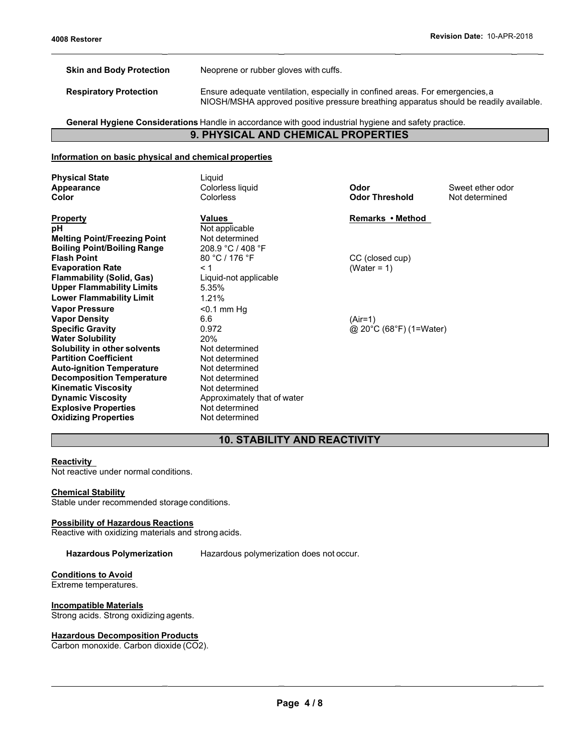| | |
|---|---|
| **Skin and Body Protection** | Neoprene or rubber gloves with cuffs. |
| **Respiratory Protection** | Ensure adequate ventilation, especially in confined areas. For emergencies, a NIOSH/MSHA approved positive pressure breathing apparatus should be readily available. |

**General Hygiene Considerations** Handle in accordance with good industrial hygiene and safety practice.

## 9. PHYSICAL AND CHEMICAL PROPERTIES

**Information on basic physical and chemical properties**

| | | | |
|---|---|---|---|
| **Physical State** | Liquid | | |
| **Appearance** | Colorless liquid | **Odor** | Sweet ether odor |
| **Color** | Colorless | **Odor Threshold** | Not determined |

| **Property** | **Values** | **Remarks • Method** |
|---|---|---|
| **pH** | Not applicable | |
| **Melting Point/Freezing Point** | Not determined | |
| **Boiling Point/Boiling Range** | 208.9 °C / 408 °F | |
| **Flash Point** | 80 °C / 176 °F | CC (closed cup) |
| **Evaporation Rate** | < 1 | (Water = 1) |
| **Flammability (Solid, Gas)** | Liquid-not applicable | |
| **Upper Flammability Limits** | 5.35% | |
| **Lower Flammability Limit** | 1.21% | |
| **Vapor Pressure** | <0.1 mm Hg | |
| **Vapor Density** | 6.6 | (Air=1) |
| **Specific Gravity** | 0.972 | @ 20°C (68°F) (1=Water) |
| **Water Solubility** | 20% | |
| **Solubility in other solvents** | Not determined | |
| **Partition Coefficient** | Not determined | |
| **Auto-ignition Temperature** | Not determined | |
| **Decomposition Temperature** | Not determined | |
| **Kinematic Viscosity** | Not determined | |
| **Dynamic Viscosity** | Approximately that of water | |
| **Explosive Properties** | Not determined | |
| **Oxidizing Properties** | Not determined | |

## 10. STABILITY AND REACTIVITY

**Reactivity**
Not reactive under normal conditions.

**Chemical Stability**
Stable under recommended storage conditions.

**Possibility of Hazardous Reactions**
Reactive with oxidizing materials and strong acids.

**Hazardous Polymerization** Hazardous polymerization does not occur.

**Conditions to Avoid**
Extreme temperatures.

**Incompatible Materials**
Strong acids. Strong oxidizing agents.

**Hazardous Decomposition Products**
Carbon monoxide. Carbon dioxide ($CO_2$).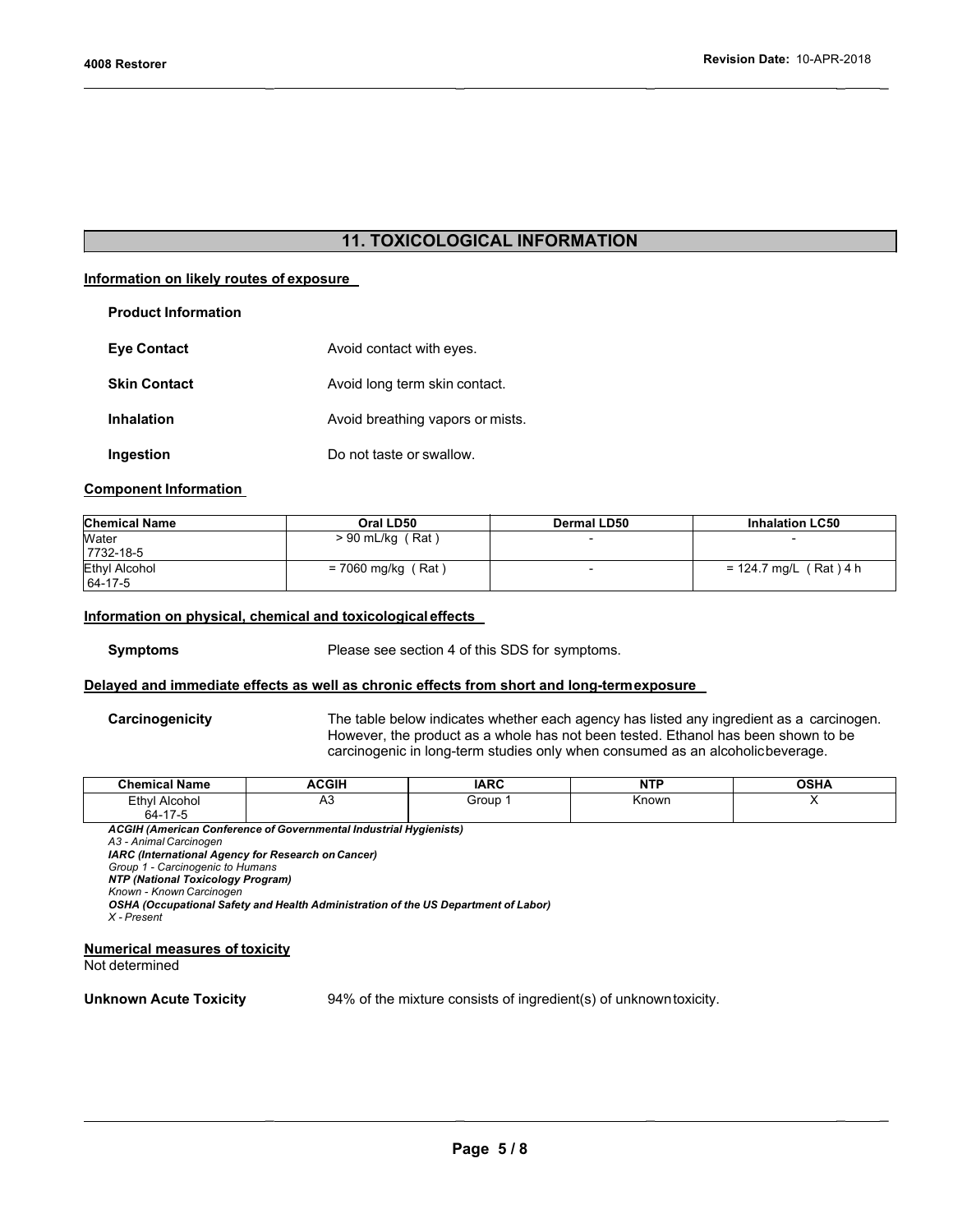## 11. TOXICOLOGICAL INFORMATION

### Information on likely routes of exposure

**Product Information**

**Eye Contact** Avoid contact with eyes.

**Skin Contact** Avoid long term skin contact.

**Inhalation** Avoid breathing vapors or mists.

**Ingestion** Do not taste or swallow.

### Component Information

| Chemical Name | Oral LD50 | Dermal LD50 | Inhalation LC50 |
|---|---|---|---|
| Water 7732-18-5 | > 90 mL/kg ( Rat ) | - | - |
| Ethyl Alcohol 64-17-5 | = 7060 mg/kg ( Rat ) | - | = 124.7 mg/L ( Rat ) 4 h |

### Information on physical, chemical and toxicological effects

**Symptoms** Please see section 4 of this SDS for symptoms.

### Delayed and immediate effects as well as chronic effects from short and long-term exposure

**Carcinogenicity** The table below indicates whether each agency has listed any ingredient as a carcinogen. However, the product as a whole has not been tested. Ethanol has been shown to be carcinogenic in long-term studies only when consumed as an alcoholic beverage.

| Chemical Name | ACGIH | IARC | NTP | OSHA |
|---|---|---|---|---|
| Ethyl Alcohol 64-17-5 | A3 | Group 1 | Known | X |

***ACGIH (American Conference of Governmental Industrial Hygienists)***
*A3 - Animal Carcinogen*
***IARC (International Agency for Research on Cancer)***
*Group 1 - Carcinogenic to Humans*
***NTP (National Toxicology Program)***
*Known - Known Carcinogen*
***OSHA (Occupational Safety and Health Administration of the US Department of Labor)***
*X - Present*

### Numerical measures of toxicity

Not determined

**Unknown Acute Toxicity** 94% of the mixture consists of ingredient(s) of unknown toxicity.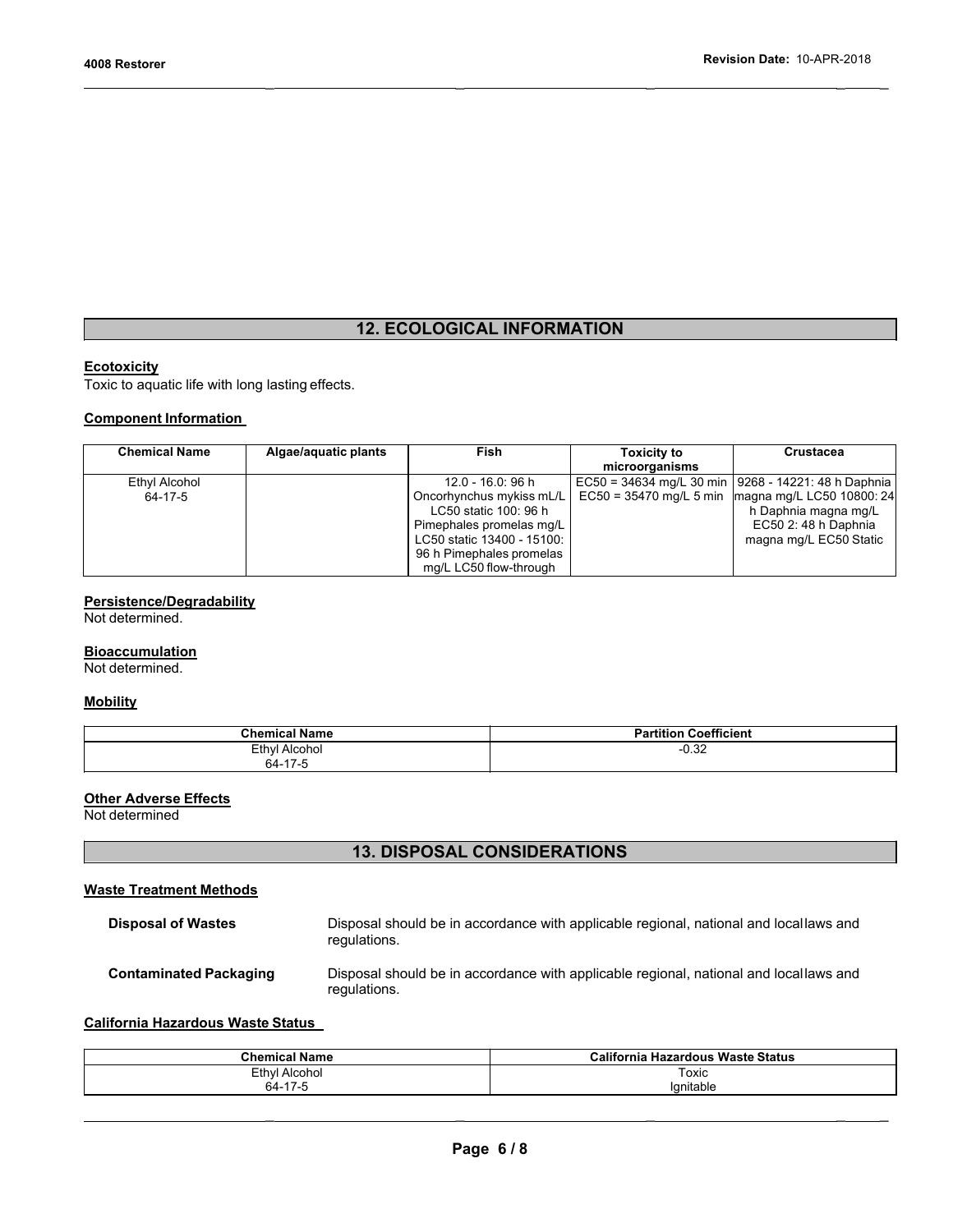## 12. ECOLOGICAL INFORMATION

**Ecotoxicity**

Toxic to aquatic life with long lasting effects.

**Component Information**

| Chemical Name | Algae/aquatic plants | Fish | Toxicity to microorganisms | Crustacea |
|---|---|---|---|---|
| Ethyl Alcohol<br>64-17-5 | | 12.0 - 16.0: 96 h Oncorhynchus mykiss mL/L LC50 static 100: 96 h Pimephales promelas mg/L LC50 static 13400 - 15100: 96 h Pimephales promelas mg/L LC50 flow-through | EC50 = 34634 mg/L 30 min<br>EC50 = 35470 mg/L 5 min | 9268 - 14221: 48 h Daphnia magna mg/L LC50 10800: 24 h Daphnia magna mg/L EC50 2: 48 h Daphnia magna mg/L EC50 Static |

**Persistence/Degradability**

Not determined.

**Bioaccumulation**

Not determined.

**Mobility**

| Chemical Name | Partition Coefficient |
|---|---|
| Ethyl Alcohol<br>64-17-5 | -0.32 |

**Other Adverse Effects**

Not determined

## 13. DISPOSAL CONSIDERATIONS

**Waste Treatment Methods**

**Disposal of Wastes** Disposal should be in accordance with applicable regional, national and local laws and regulations.

**Contaminated Packaging** Disposal should be in accordance with applicable regional, national and local laws and regulations.

**California Hazardous Waste Status**

| Chemical Name | California Hazardous Waste Status |
|---|---|
| Ethyl Alcohol<br>64-17-5 | Toxic<br>Ignitable |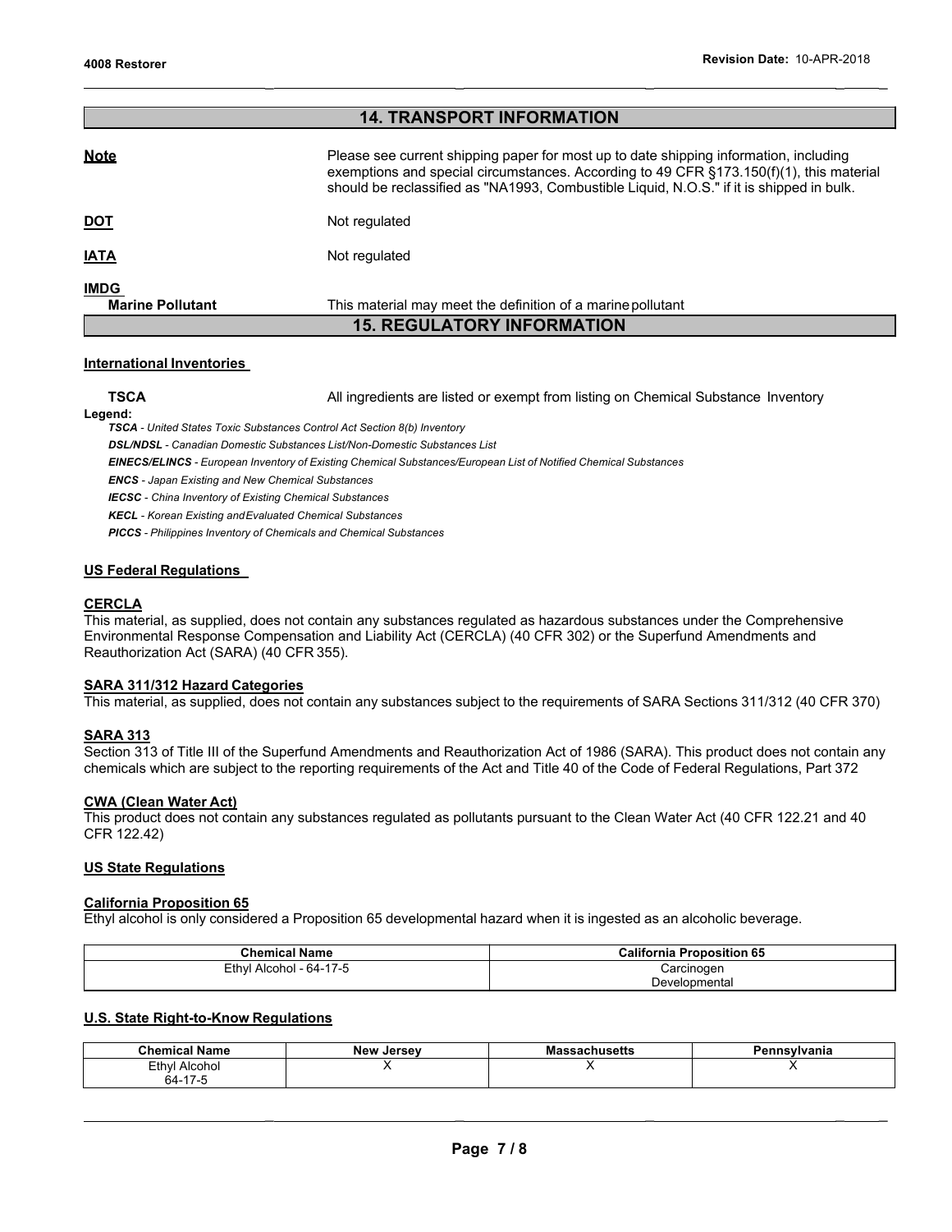## 14. TRANSPORT INFORMATION

**Note** Please see current shipping paper for most up to date shipping information, including exemptions and special circumstances. According to 49 CFR §173.150(f)(1), this material should be reclassified as "NA1993, Combustible Liquid, N.O.S." if it is shipped in bulk.

**DOT** Not regulated

**IATA** Not regulated

**IMDG**

**Marine Pollutant** This material may meet the definition of a marine pollutant

## 15. REGULATORY INFORMATION

### International Inventories

**TSCA** All ingredients are listed or exempt from listing on Chemical Substance Inventory

**Legend:**

*TSCA - United States Toxic Substances Control Act Section 8(b) Inventory*
*DSL/NDSL - Canadian Domestic Substances List/Non-Domestic Substances List*
*EINECS/ELINCS - European Inventory of Existing Chemical Substances/European List of Notified Chemical Substances*
*ENCS - Japan Existing and New Chemical Substances*
*IECSC - China Inventory of Existing Chemical Substances*
*KECL - Korean Existing and Evaluated Chemical Substances*
*PICCS - Philippines Inventory of Chemicals and Chemical Substances*

### US Federal Regulations

**CERCLA**
This material, as supplied, does not contain any substances regulated as hazardous substances under the Comprehensive Environmental Response Compensation and Liability Act (CERCLA) (40 CFR 302) or the Superfund Amendments and Reauthorization Act (SARA) (40 CFR 355).

**SARA 311/312 Hazard Categories**
This material, as supplied, does not contain any substances subject to the requirements of SARA Sections 311/312 (40 CFR 370)

**SARA 313**
Section 313 of Title III of the Superfund Amendments and Reauthorization Act of 1986 (SARA). This product does not contain any chemicals which are subject to the reporting requirements of the Act and Title 40 of the Code of Federal Regulations, Part 372

**CWA (Clean Water Act)**
This product does not contain any substances regulated as pollutants pursuant to the Clean Water Act (40 CFR 122.21 and 40 CFR 122.42)

### US State Regulations

**California Proposition 65**
Ethyl alcohol is only considered a Proposition 65 developmental hazard when it is ingested as an alcoholic beverage.

| Chemical Name | California Proposition 65 |
|---|---|
| Ethyl Alcohol - 64-17-5 | Carcinogen<br>Developmental |

### U.S. State Right-to-Know Regulations

| Chemical Name | New Jersey | Massachusetts | Pennsylvania |
|---|---|---|---|
| Ethyl Alcohol<br>64-17-5 | X | X | X |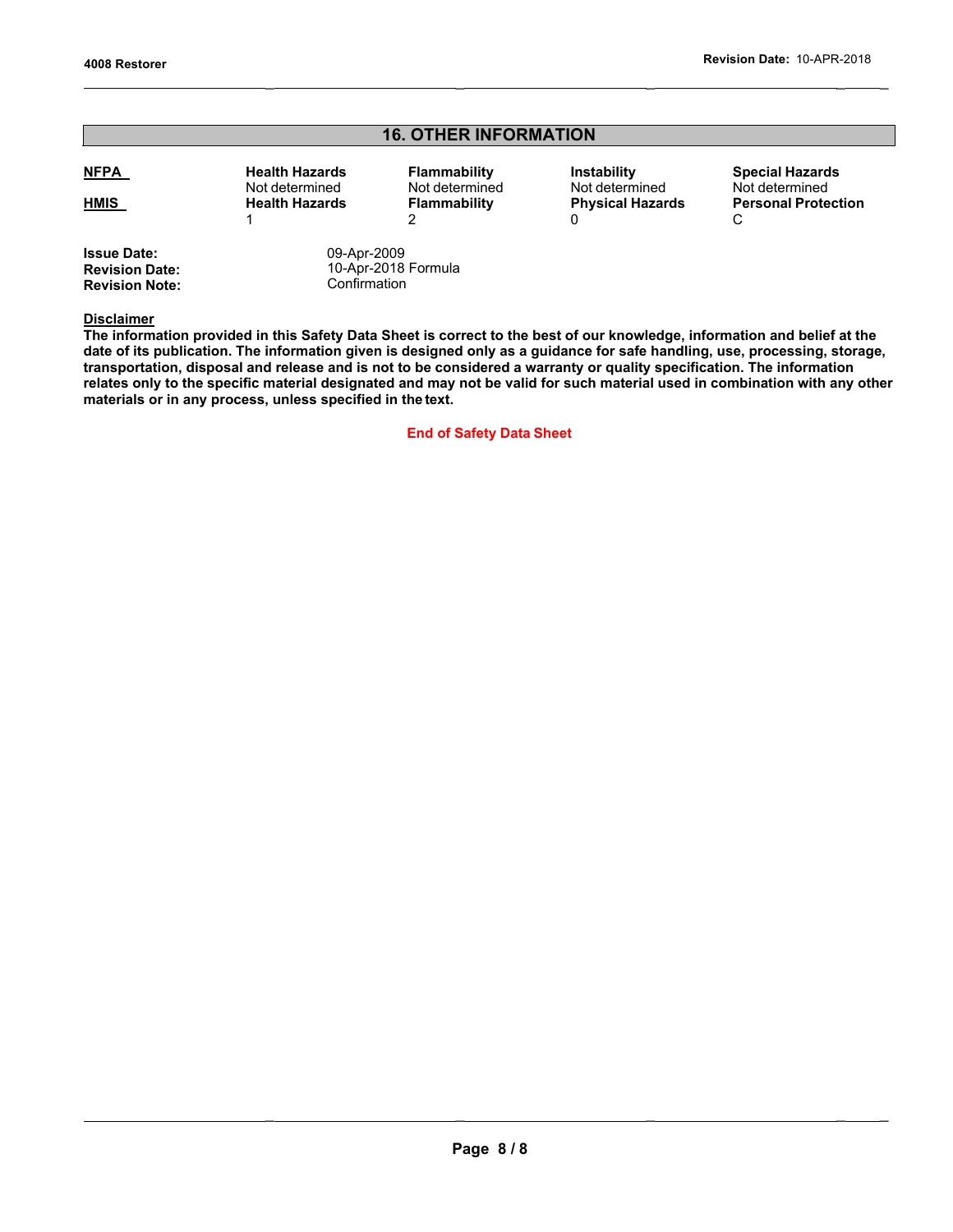## 16. OTHER INFORMATION

| | | | | |
|---|---|---|---|---|
| **NFPA** | **Health Hazards** | **Flammability** | **Instability** | **Special Hazards** |
| | Not determined | Not determined | Not determined | Not determined |
| **HMIS** | **Health Hazards** | **Flammability** | **Physical Hazards** | **Personal Protection** |
| | 1 | 2 | 0 | C |

**Issue Date:** 09-Apr-2009
**Revision Date:** 10-Apr-2018
**Revision Note:** Formula Confirmation

**Disclaimer**

**The information provided in this Safety Data Sheet is correct to the best of our knowledge, information and belief at the date of its publication. The information given is designed only as a guidance for safe handling, use, processing, storage, transportation, disposal and release and is not to be considered a warranty or quality specification. The information relates only to the specific material designated and may not be valid for such material used in combination with any other materials or in any process, unless specified in the text.**

**End of Safety Data Sheet**